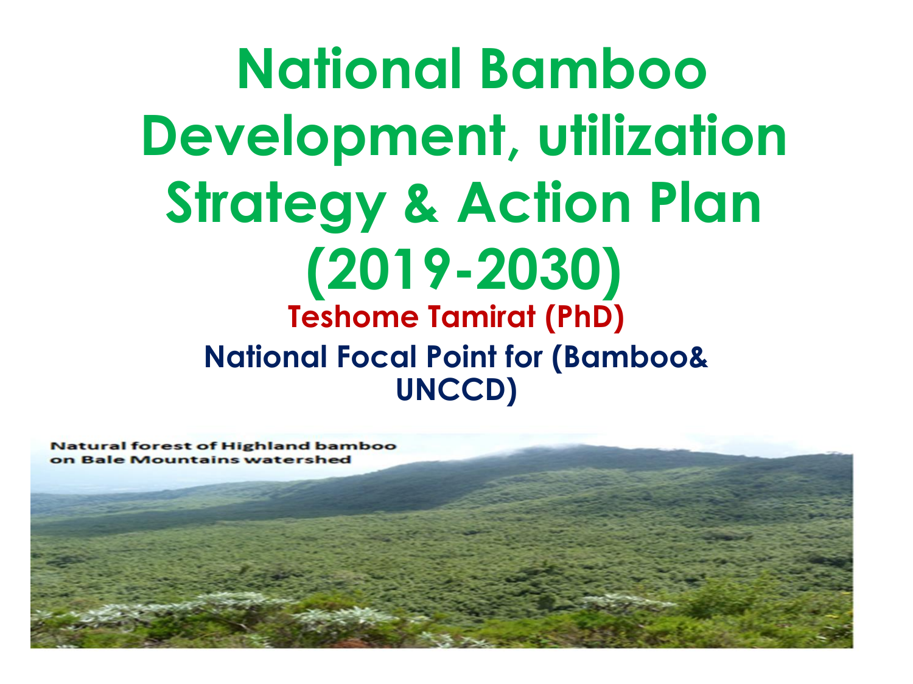# National Bamboo Development, utilization Strategy & Action Plan (2019-2030)

**Teshome Tamirat (PhD)**

**National Focal Point for (Bamboo& UNCCD)**

Natural forest of Highland bamboo on Bale Mountains watershed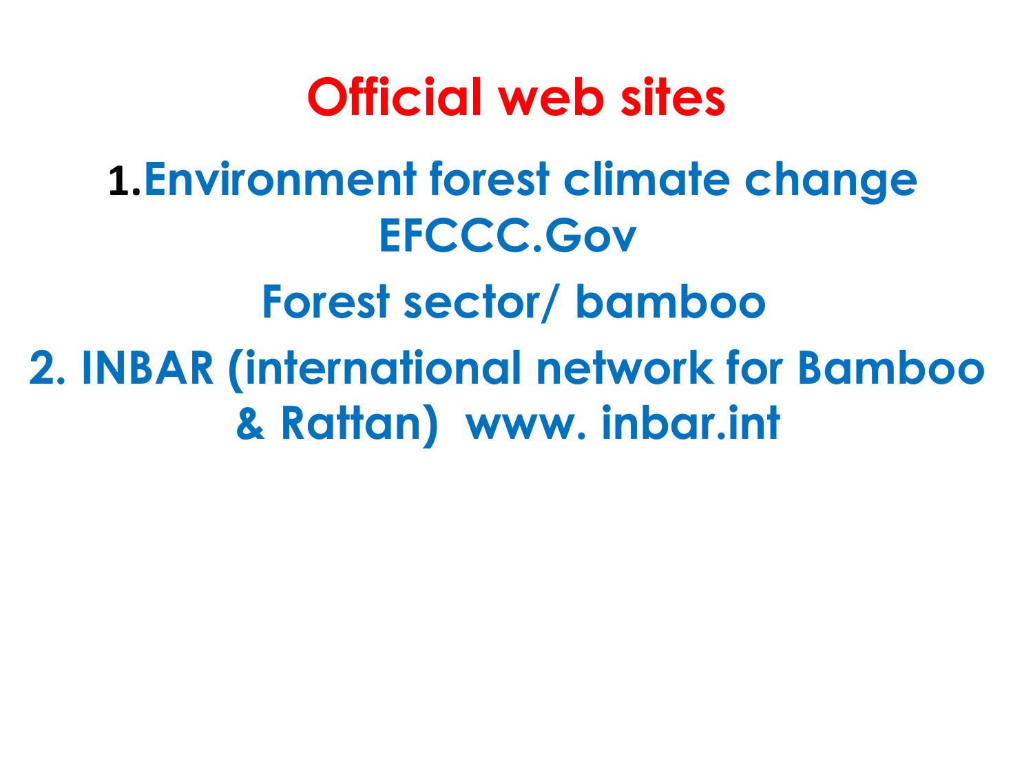# Official web sites

1.Environment forest climate change EFCCC.Gov

Forest sector/ bamboo

2. INBAR (international network for Bamboo & Rattan) www. inbar.int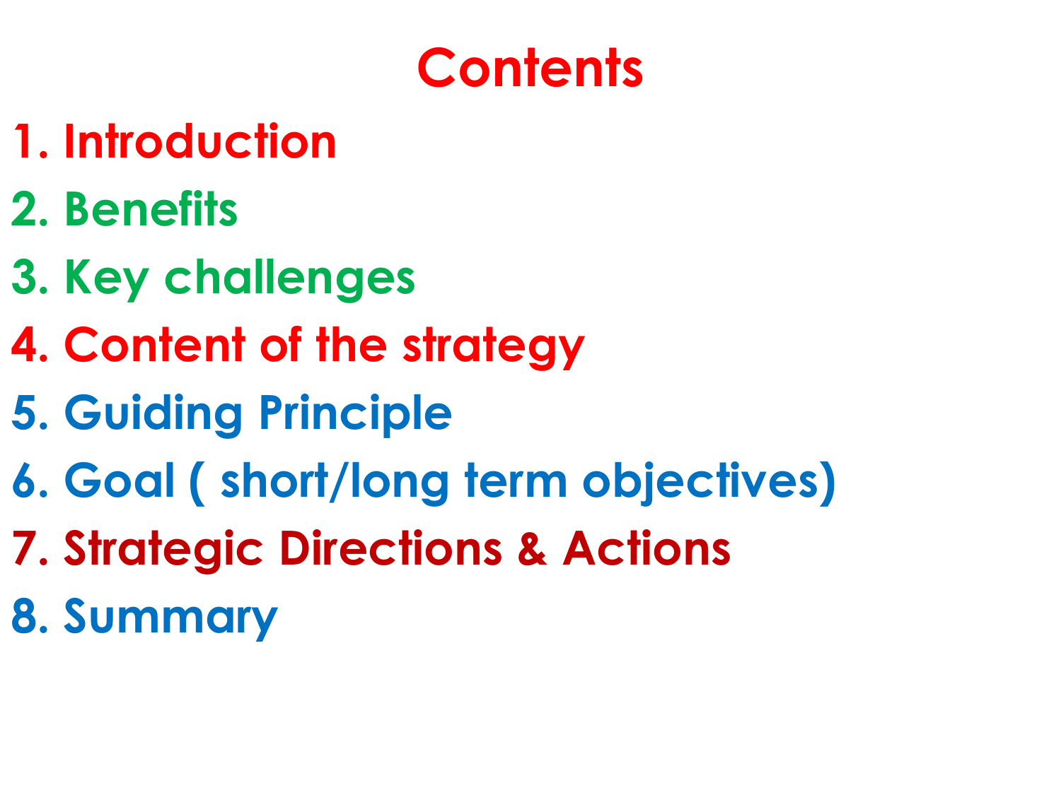# Contents

1. Introduction
2. Benefits
3. Key challenges
4. Content of the strategy
5. Guiding Principle
6. Goal ( short/long term objectives)
7. Strategic Directions & Actions
8. Summary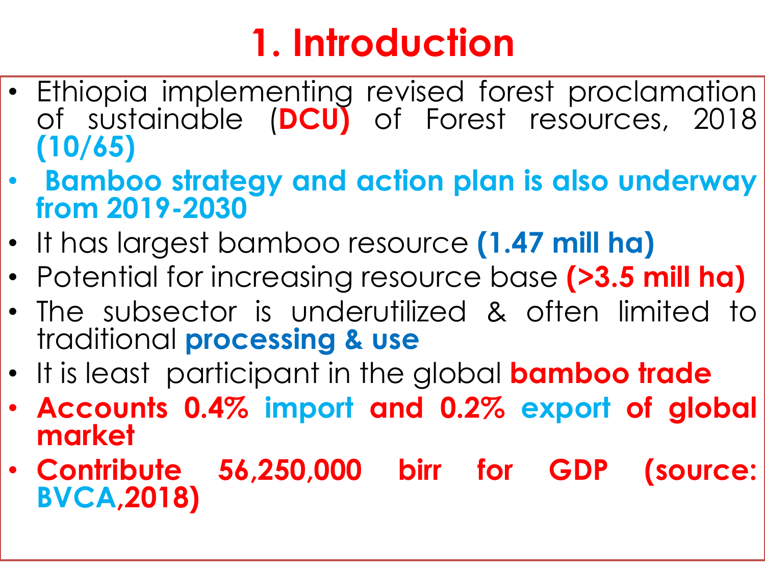# 1. Introduction

- Ethiopia implementing revised forest proclamation of sustainable (**DCU**) of Forest resources, 2018 **(10/65)**
- **Bamboo strategy and action plan is also underway from 2019-2030**
- It has largest bamboo resource **(1.47 mill ha)**
- Potential for increasing resource base **(>3.5 mill ha)**
- The subsector is underutilized & often limited to traditional **processing & use**
- It is least participant in the global **bamboo trade**
- **Accounts 0.4% import and 0.2% export of global market**
- **Contribute 56,250,000 birr for GDP (source: BVCA,2018)**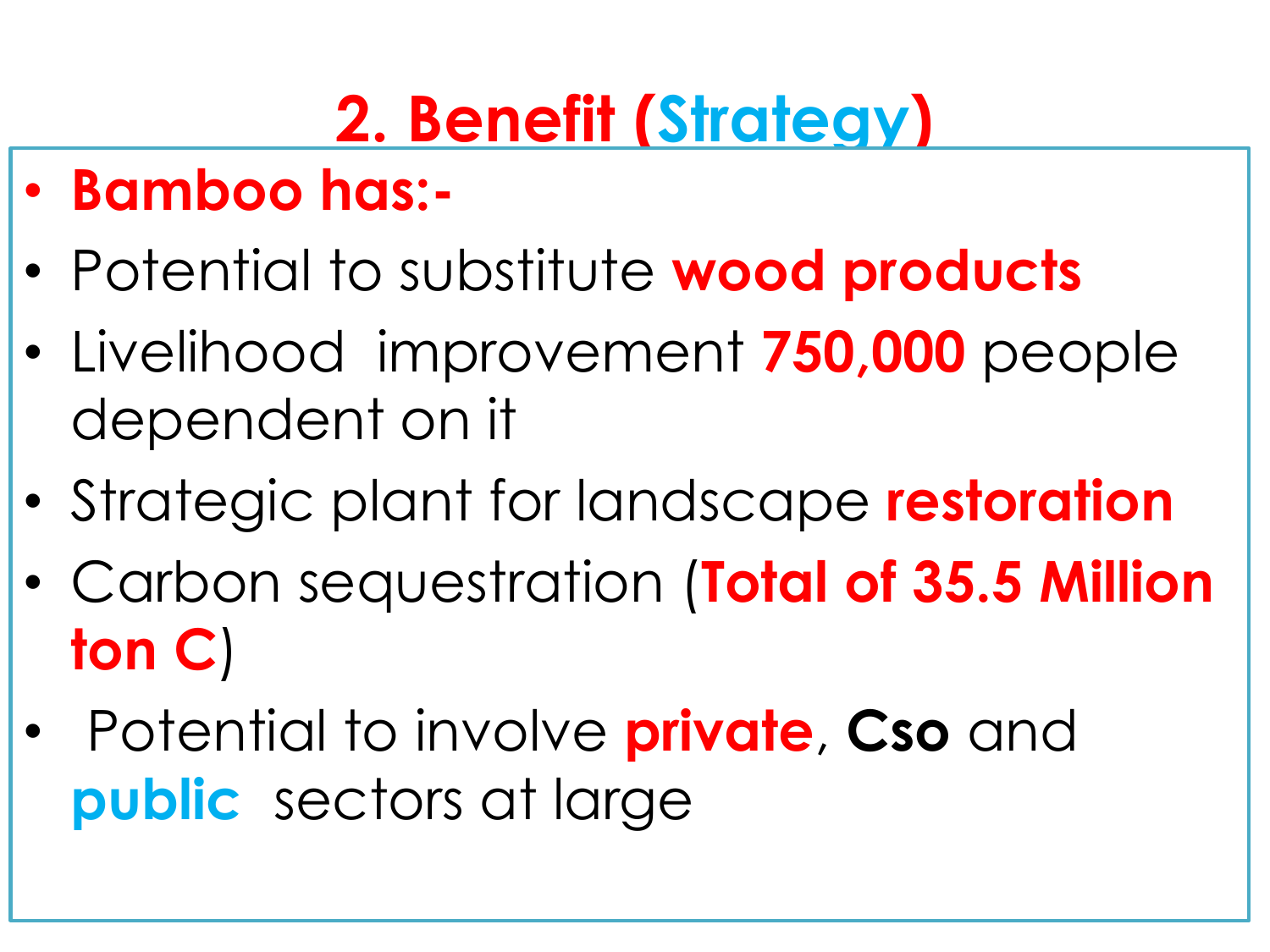## 2. Benefit (Strategy)

- **Bamboo has:-**
- Potential to substitute **wood products**
- Livelihood improvement **750,000** people dependent on it
- Strategic plant for landscape **restoration**
- Carbon sequestration (**Total of 35.5 Million ton C**)
- Potential to involve **private**, **Cso** and **public** sectors at large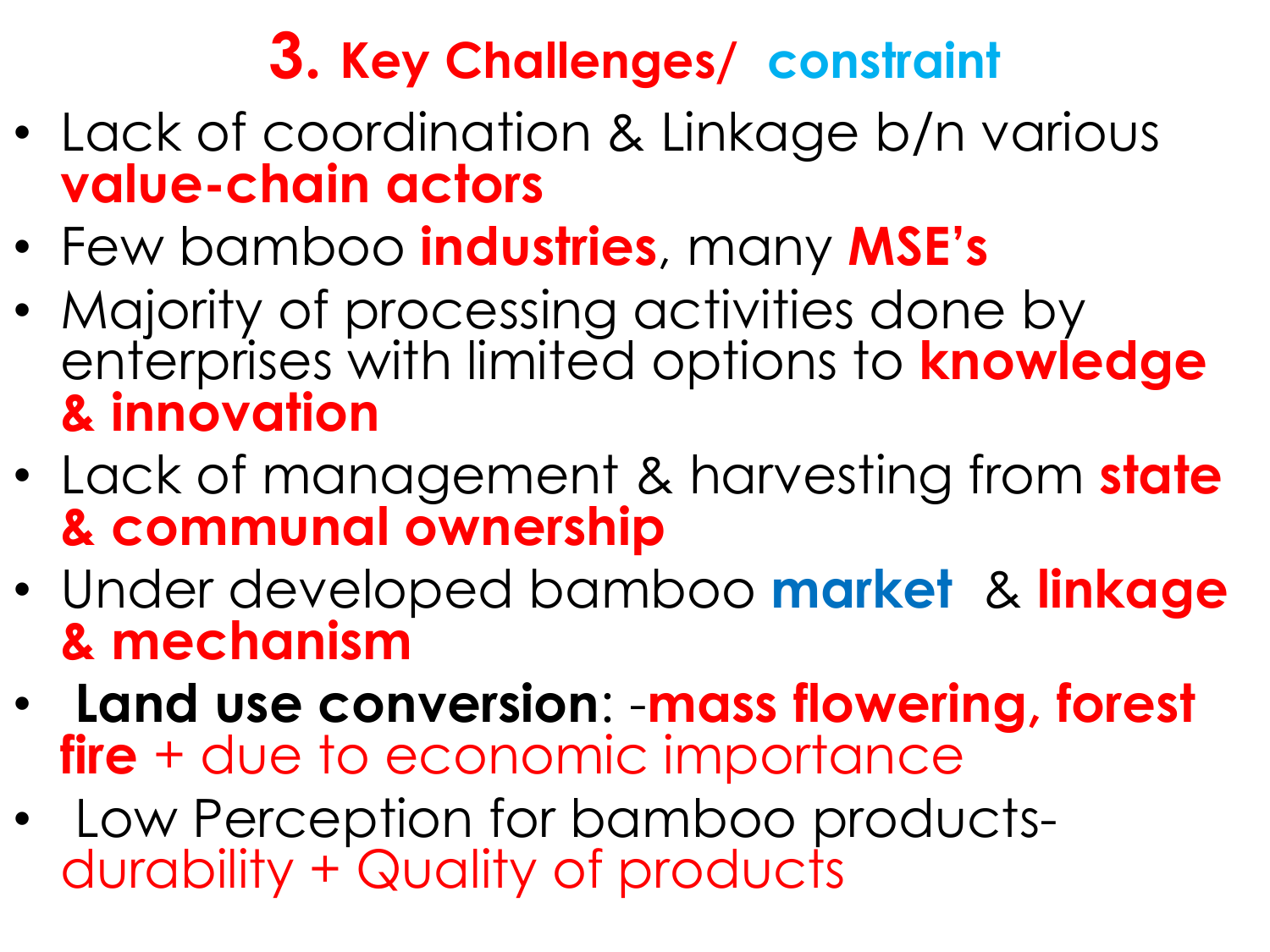## 3. Key Challenges/ constraint

- Lack of coordination & Linkage b/n various **value-chain actors**
- Few bamboo **industries**, many **MSE's**
- Majority of processing activities done by enterprises with limited options to **knowledge & innovation**
- Lack of management & harvesting from **state & communal ownership**
- Under developed bamboo **market** & **linkage & mechanism**
- **Land use conversion**: -**mass flowering, forest fire** + due to economic importance
- Low Perception for bamboo products- durability + Quality of products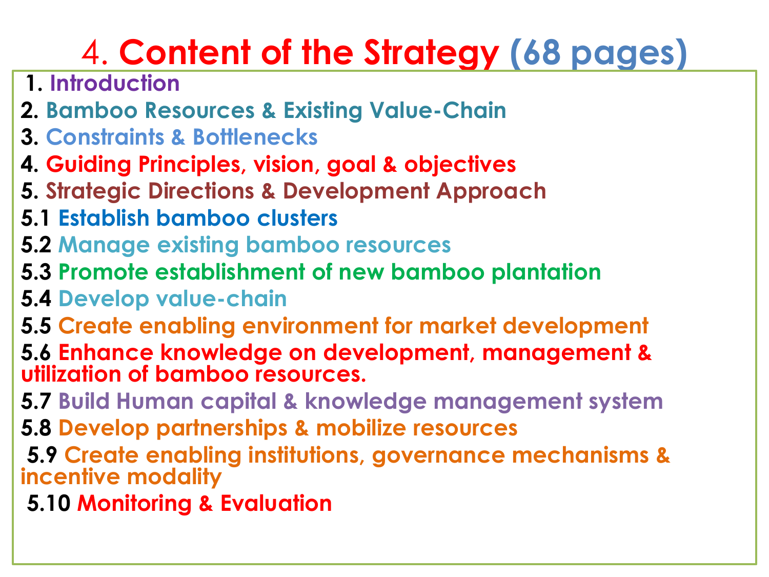# 4. Content of the Strategy (68 pages)

1. Introduction
2. Bamboo Resources & Existing Value-Chain
3. Constraints & Bottlenecks
4. Guiding Principles, vision, goal & objectives
5. Strategic Directions & Development Approach

5.1 Establish bamboo clusters

5.2 Manage existing bamboo resources

5.3 Promote establishment of new bamboo plantation

5.4 Develop value-chain

5.5 Create enabling environment for market development

5.6 Enhance knowledge on development, management & utilization of bamboo resources.

5.7 Build Human capital & knowledge management system

5.8 Develop partnerships & mobilize resources

5.9 Create enabling institutions, governance mechanisms & incentive modality

5.10 Monitoring & Evaluation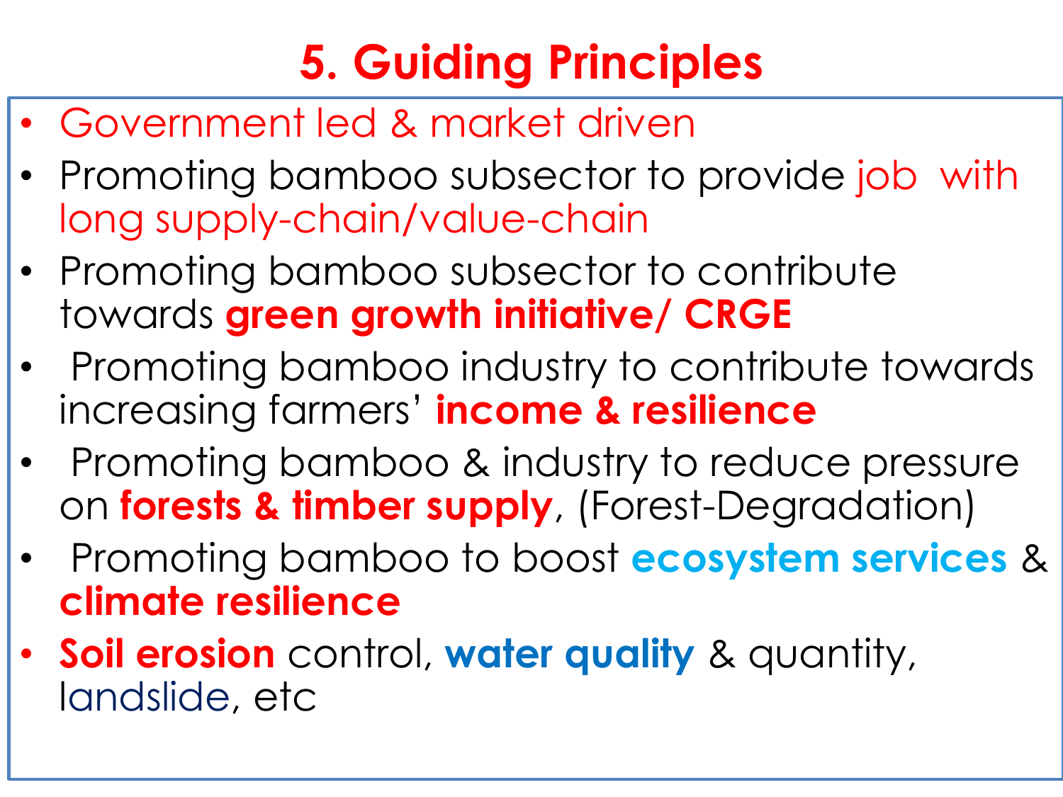# 5. Guiding Principles

- Government led & market driven
- Promoting bamboo subsector to provide job with long supply-chain/value-chain
- Promoting bamboo subsector to contribute towards **green growth initiative/ CRGE**
- Promoting bamboo industry to contribute towards increasing farmers' **income & resilience**
- Promoting bamboo & industry to reduce pressure on **forests & timber supply**, (Forest-Degradation)
- Promoting bamboo to boost **ecosystem services** & **climate resilience**
- **Soil erosion** control, **water quality** & quantity, landslide, etc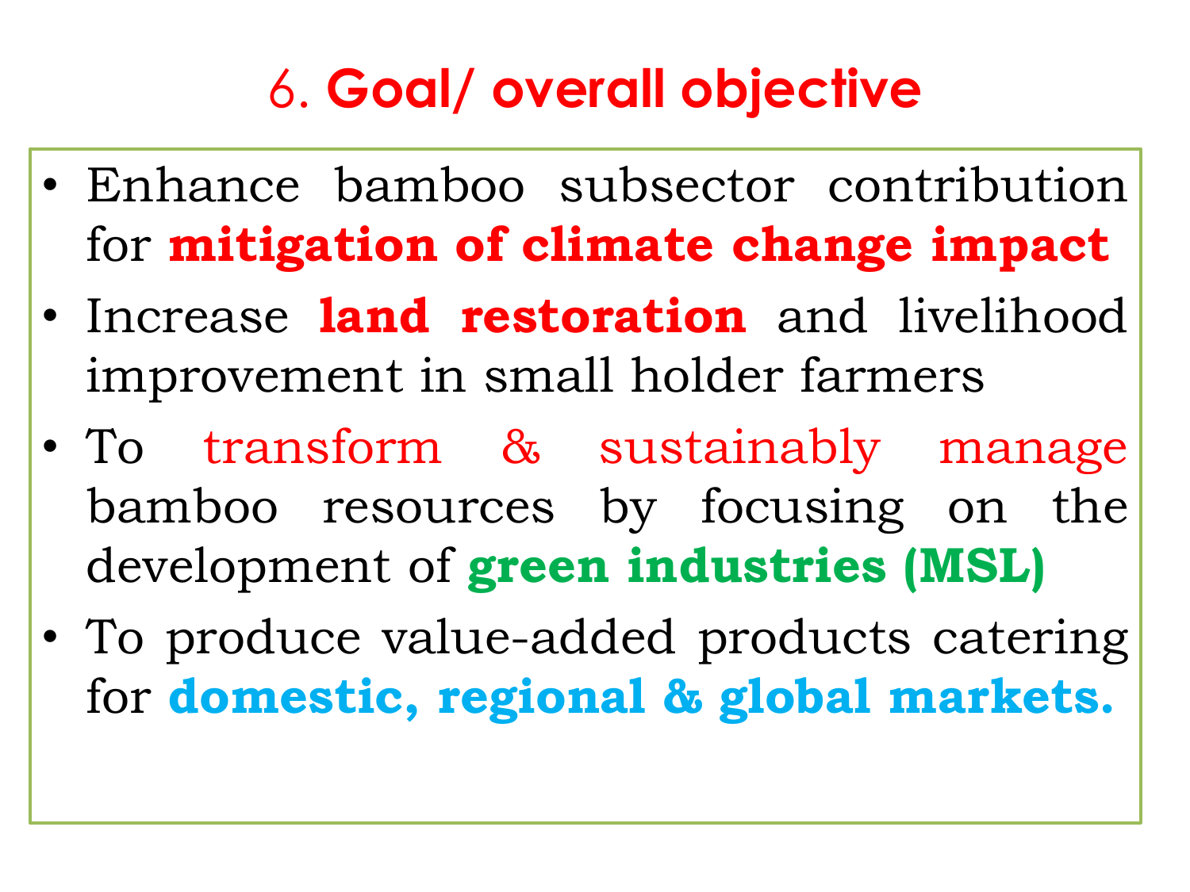# 6. **Goal/ overall objective**

- Enhance bamboo subsector contribution for **mitigation of climate change impact**
- Increase **land restoration** and livelihood improvement in small holder farmers
- To transform & sustainably manage bamboo resources by focusing on the development of **green industries (MSL)**
- To produce value-added products catering for **domestic, regional & global markets.**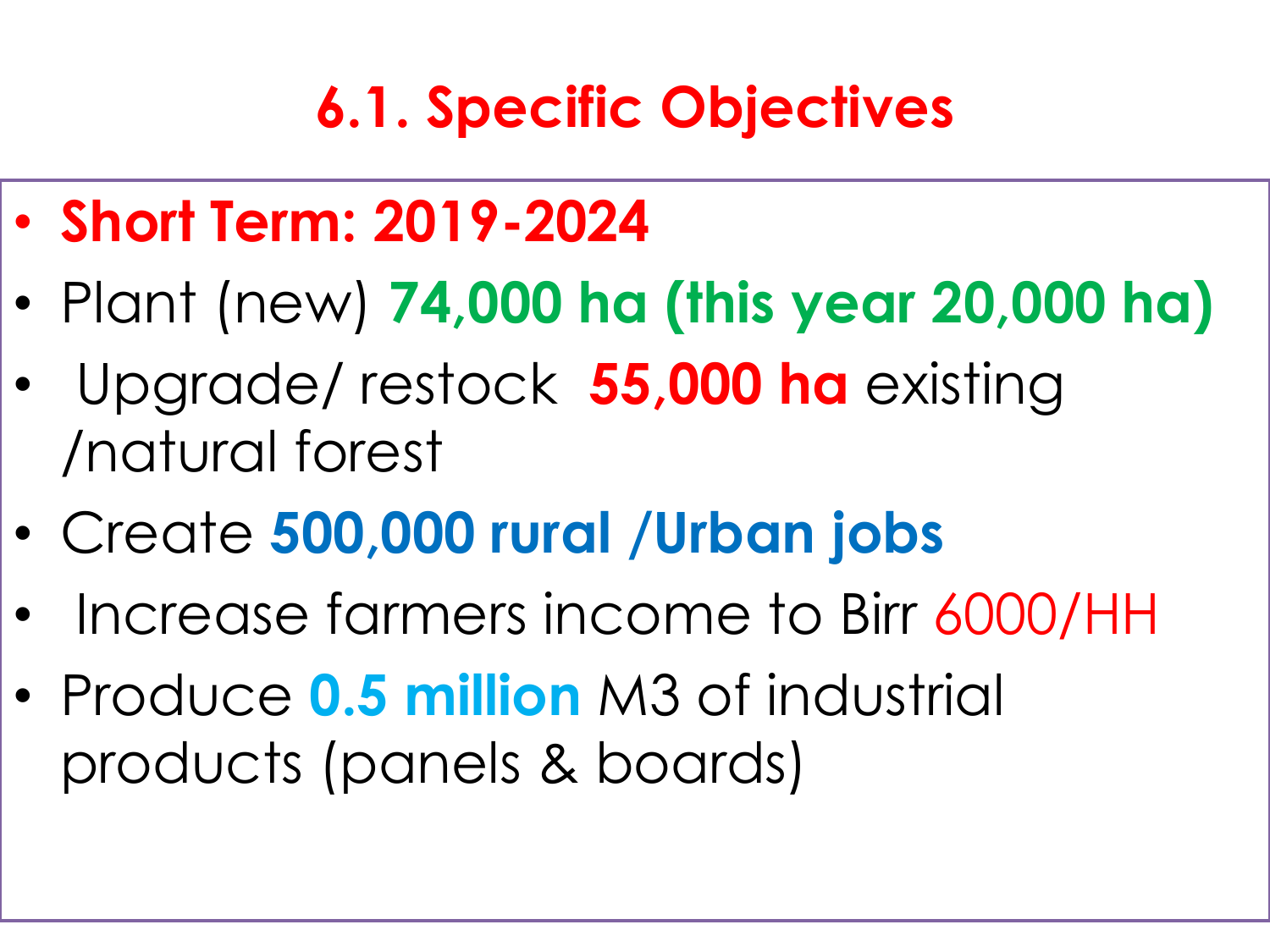## 6.1. Specific Objectives

- **Short Term: 2019-2024**
- Plant (new) **74,000 ha (this year 20,000 ha)**
- Upgrade/ restock **55,000 ha** existing /natural forest
- Create **500,000 rural /Urban jobs**
- Increase farmers income to Birr 6000/HH
- Produce **0.5 million** M3 of industrial products (panels & boards)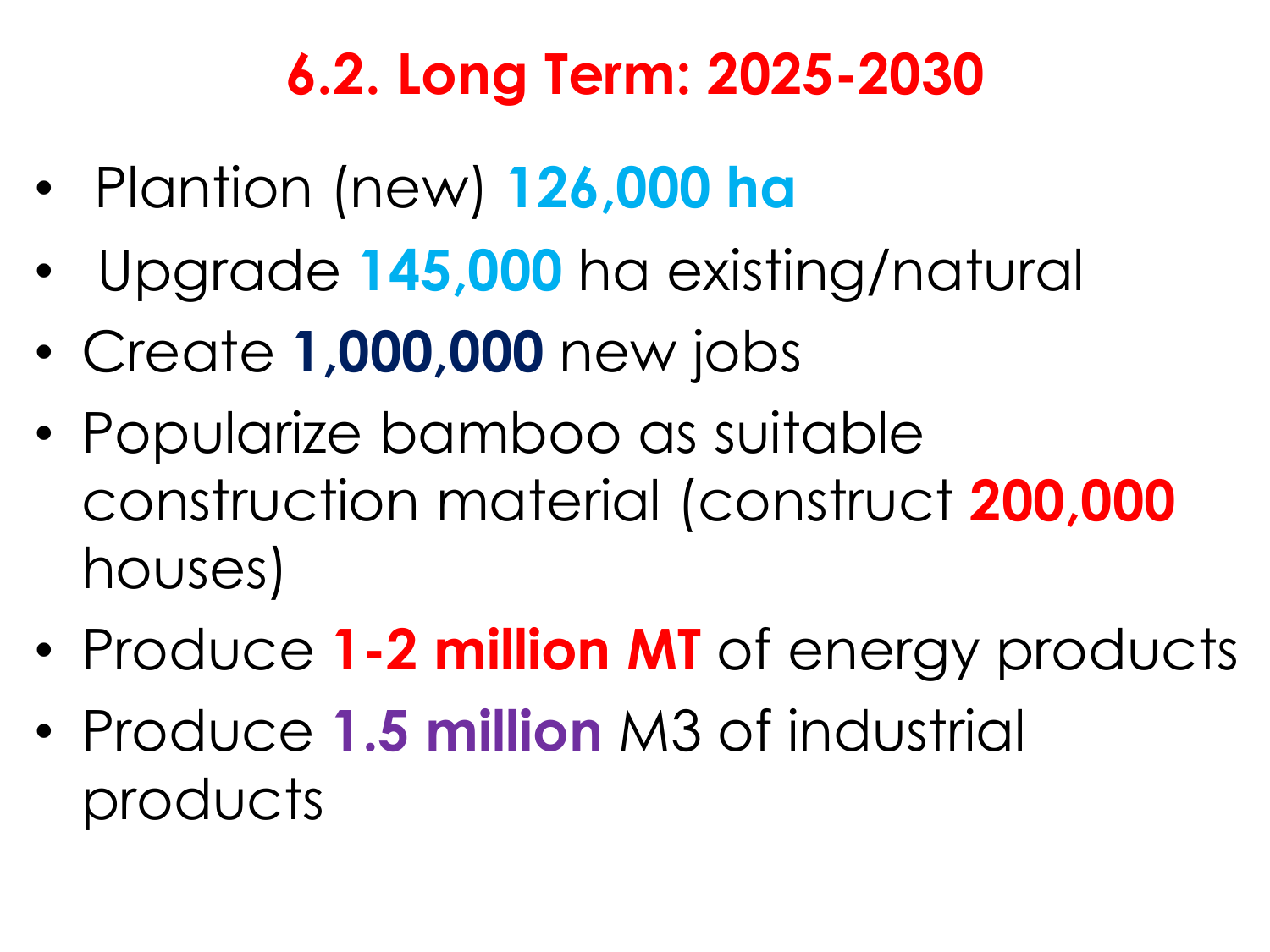## 6.2. Long Term: 2025-2030

- Plantion (new) **126,000 ha**
- Upgrade **145,000** ha existing/natural
- Create **1,000,000** new jobs
- Popularize bamboo as suitable construction material (construct **200,000** houses)
- Produce **1-2 million MT** of energy products
- Produce **1.5 million** M3 of industrial products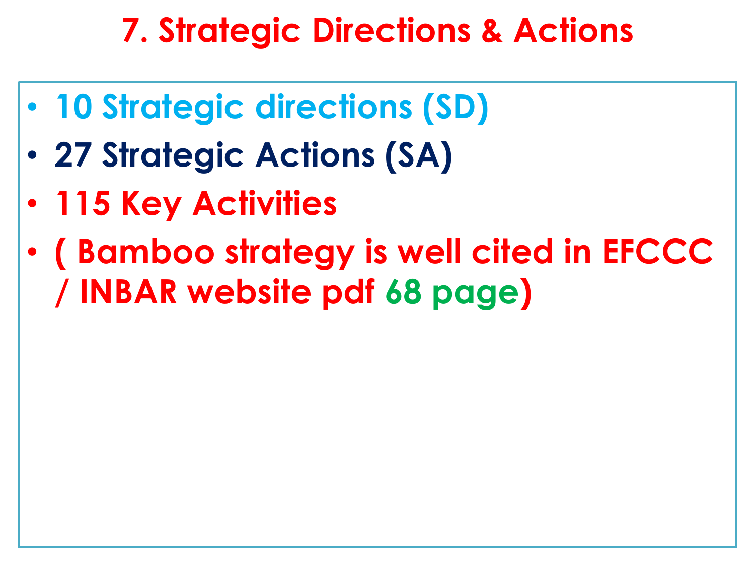# 7. Strategic Directions & Actions

- 10 Strategic directions (SD)
- 27 Strategic Actions (SA)
- 115 Key Activities
- ( Bamboo strategy is well cited in EFCCC / INBAR website pdf 68 page)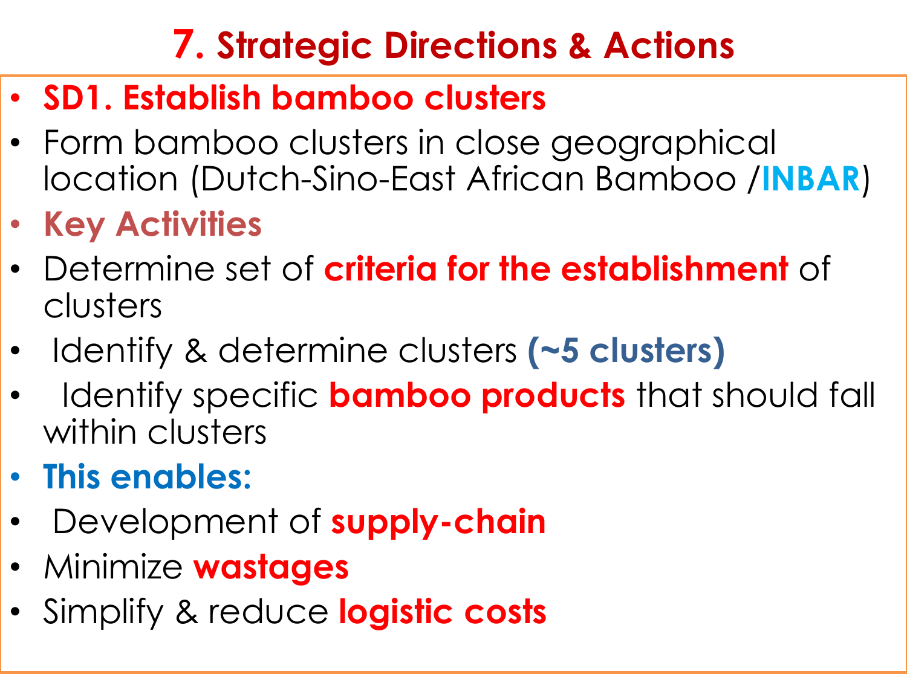# 7. Strategic Directions & Actions

- **SD1. Establish bamboo clusters**
- Form bamboo clusters in close geographical location (Dutch-Sino-East African Bamboo /**INBAR**)
- **Key Activities**
- Determine set of **criteria for the establishment** of clusters
- Identify & determine clusters **(~5 clusters)**
- Identify specific **bamboo products** that should fall within clusters
- **This enables:**
- Development of **supply-chain**
- Minimize **wastages**
- Simplify & reduce **logistic costs**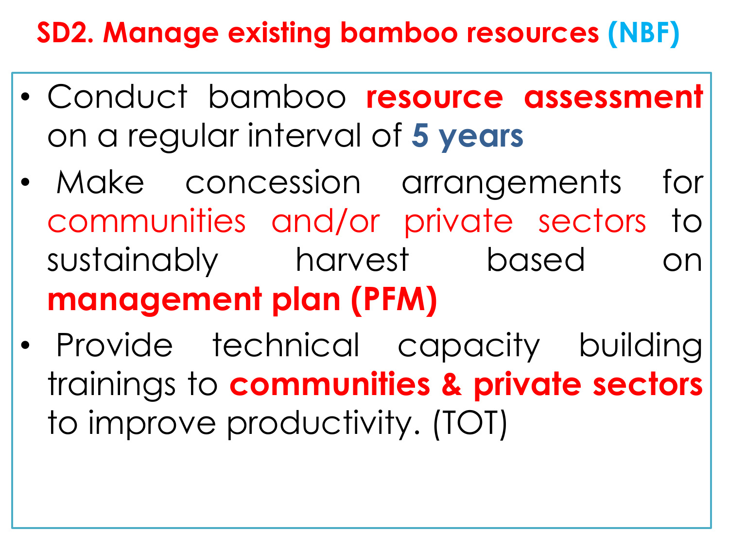## SD2. Manage existing bamboo resources (NBF)

- Conduct bamboo **resource assessment** on a regular interval of **5 years**
- Make concession arrangements for communities and/or private sectors to sustainably harvest based on **management plan (PFM)**
- Provide technical capacity building trainings to **communities & private sectors** to improve productivity. (TOT)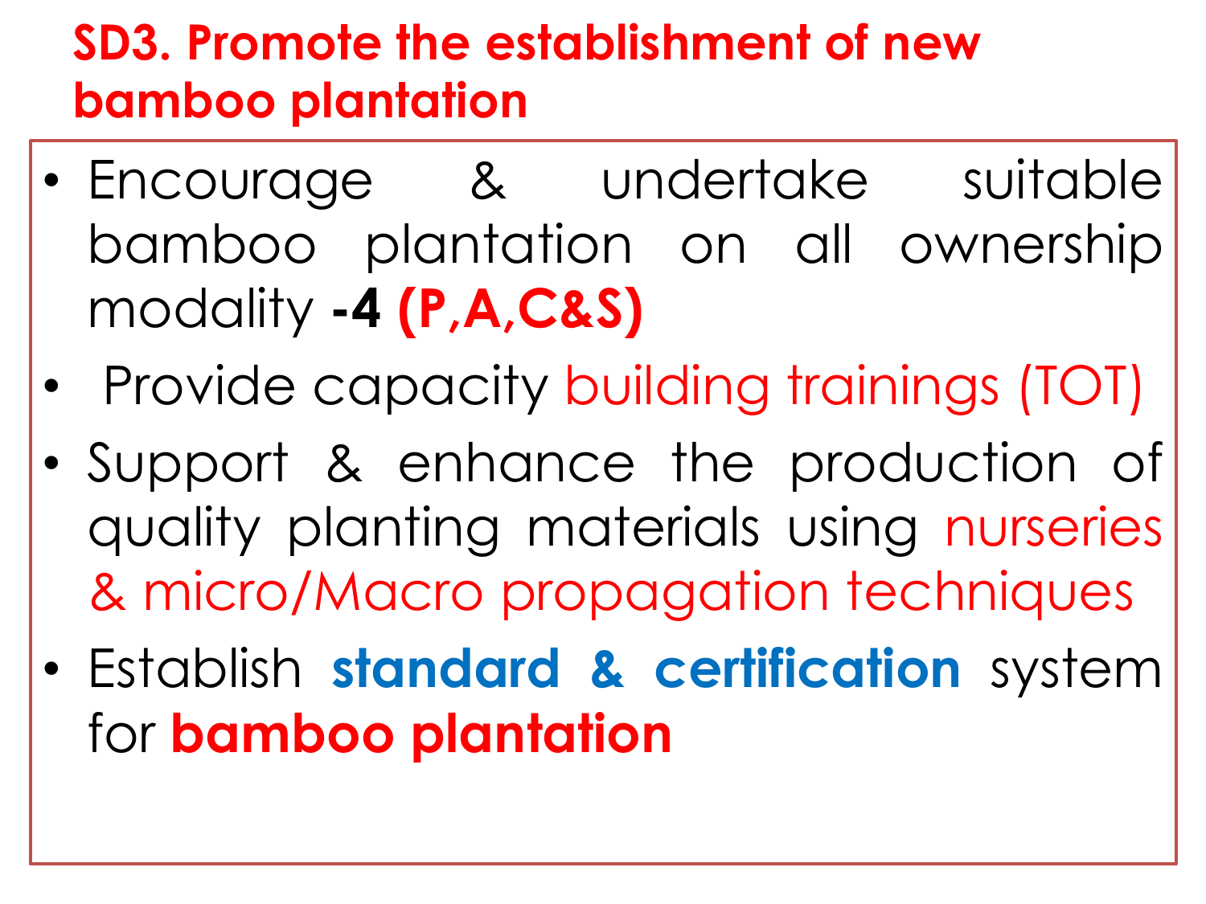## SD3. Promote the establishment of new bamboo plantation

- Encourage & undertake suitable bamboo plantation on all ownership modality **-4 (P,A,C&S)**
- Provide capacity building trainings (TOT)
- Support & enhance the production of quality planting materials using nurseries & micro/Macro propagation techniques
- Establish **standard & certification** system for **bamboo plantation**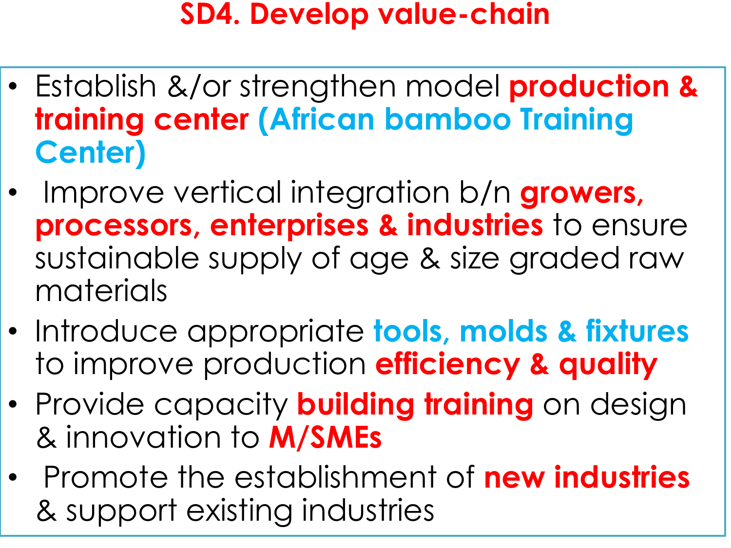# SD4. Develop value-chain

- Establish &/or strengthen model **production & training center** **(African bamboo Training Center)**
- Improve vertical integration b/n **growers, processors, enterprises & industries** to ensure sustainable supply of age & size graded raw materials
- Introduce appropriate **tools, molds & fixtures** to improve production **efficiency & quality**
- Provide capacity **building training** on design & innovation to **M/SMEs**
- Promote the establishment of **new industries** & support existing industries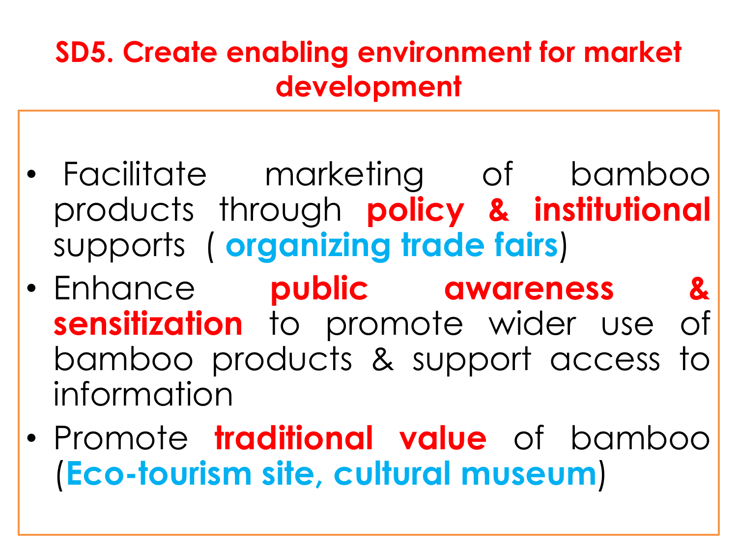## SD5. Create enabling environment for market development

- Facilitate marketing of bamboo products through **policy & institutional** supports ( **organizing trade fairs**)
- Enhance **public awareness & sensitization** to promote wider use of bamboo products & support access to information
- Promote **traditional value** of bamboo (**Eco-tourism site, cultural museum**)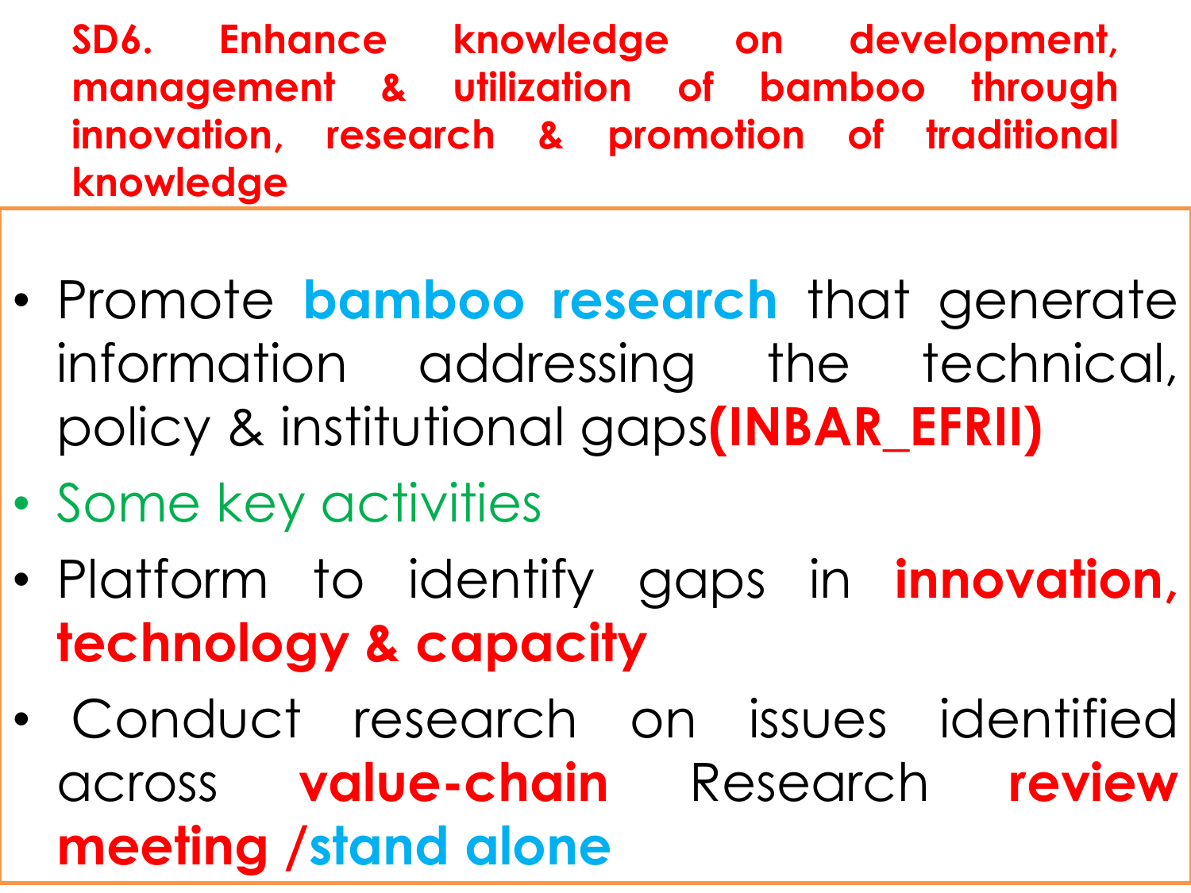## SD6. Enhance knowledge on development, management & utilization of bamboo through innovation, research & promotion of traditional knowledge

- Promote **bamboo research** that generate information addressing the technical, policy & institutional gaps**(INBAR_EFRII)**
- Some key activities
- Platform to identify gaps in **innovation, technology & capacity**
- Conduct research on issues identified across **value-chain** Research **review meeting /stand alone**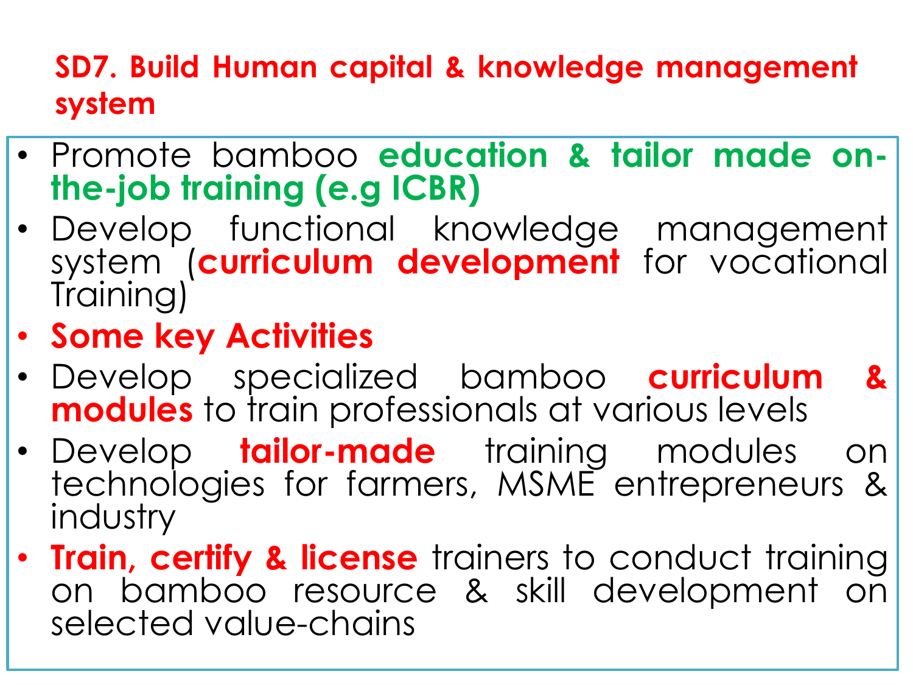## SD7. Build Human capital & knowledge management system

- Promote bamboo **education & tailor made on-the-job training (e.g ICBR)**
- Develop functional knowledge management system (**curriculum development** for vocational Training)
- **Some key Activities**
- Develop specialized bamboo **curriculum & modules** to train professionals at various levels
- Develop **tailor-made** training modules on technologies for farmers, MSME entrepreneurs & industry
- **Train, certify & license** trainers to conduct training on bamboo resource & skill development on selected value-chains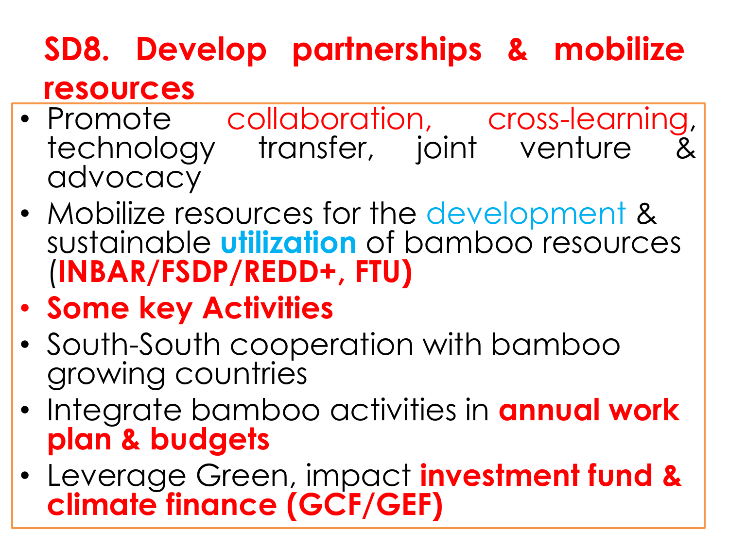## SD8. Develop partnerships & mobilize resources

- Promote collaboration, cross-learning, technology transfer, joint venture & advocacy
- Mobilize resources for the development & sustainable **utilization** of bamboo resources (**INBAR/FSDP/REDD+, FTU)**
- **Some key Activities**
- South-South cooperation with bamboo growing countries
- Integrate bamboo activities in **annual work plan & budgets**
- Leverage Green, impact **investment fund & climate finance (GCF/GEF)**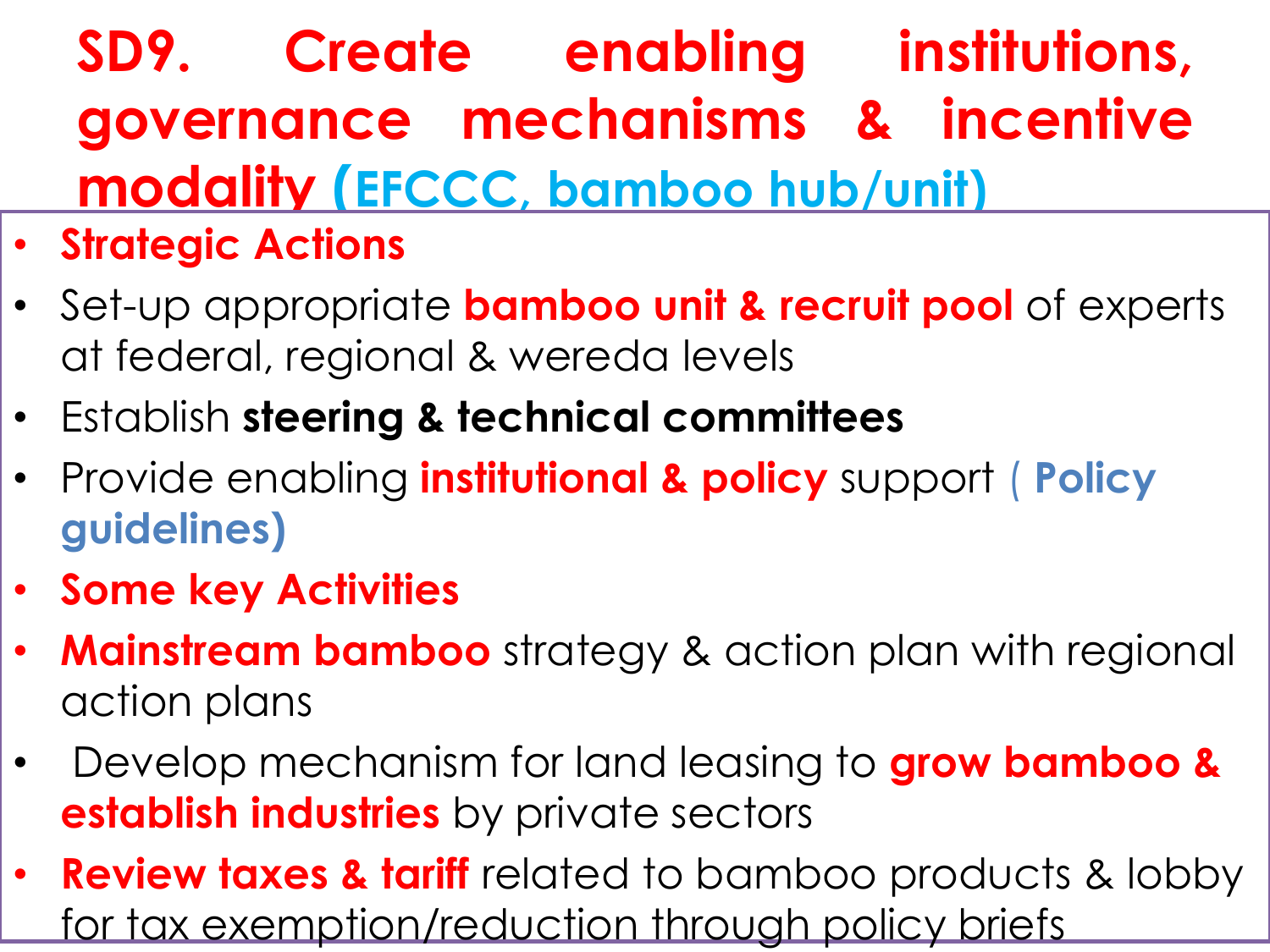# SD9. Create enabling institutions, governance mechanisms & incentive modality (EFCCC, bamboo hub/unit)

- **Strategic Actions**
- Set-up appropriate **bamboo unit & recruit pool** of experts at federal, regional & wereda levels
- Establish **steering & technical committees**
- Provide enabling **institutional & policy** support ( **Policy guidelines)**
- **Some key Activities**
- **Mainstream bamboo** strategy & action plan with regional action plans
- Develop mechanism for land leasing to **grow bamboo & establish industries** by private sectors
- **Review taxes & tariff** related to bamboo products & lobby for tax exemption/reduction through policy briefs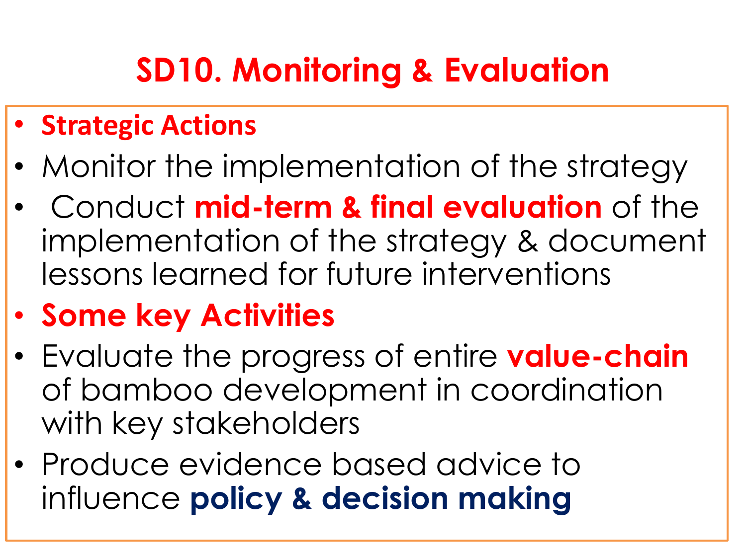# SD10. Monitoring & Evaluation

- **Strategic Actions**
- Monitor the implementation of the strategy
- Conduct **mid-term & final evaluation** of the implementation of the strategy & document lessons learned for future interventions
- **Some key Activities**
- Evaluate the progress of entire **value-chain** of bamboo development in coordination with key stakeholders
- Produce evidence based advice to influence **policy & decision making**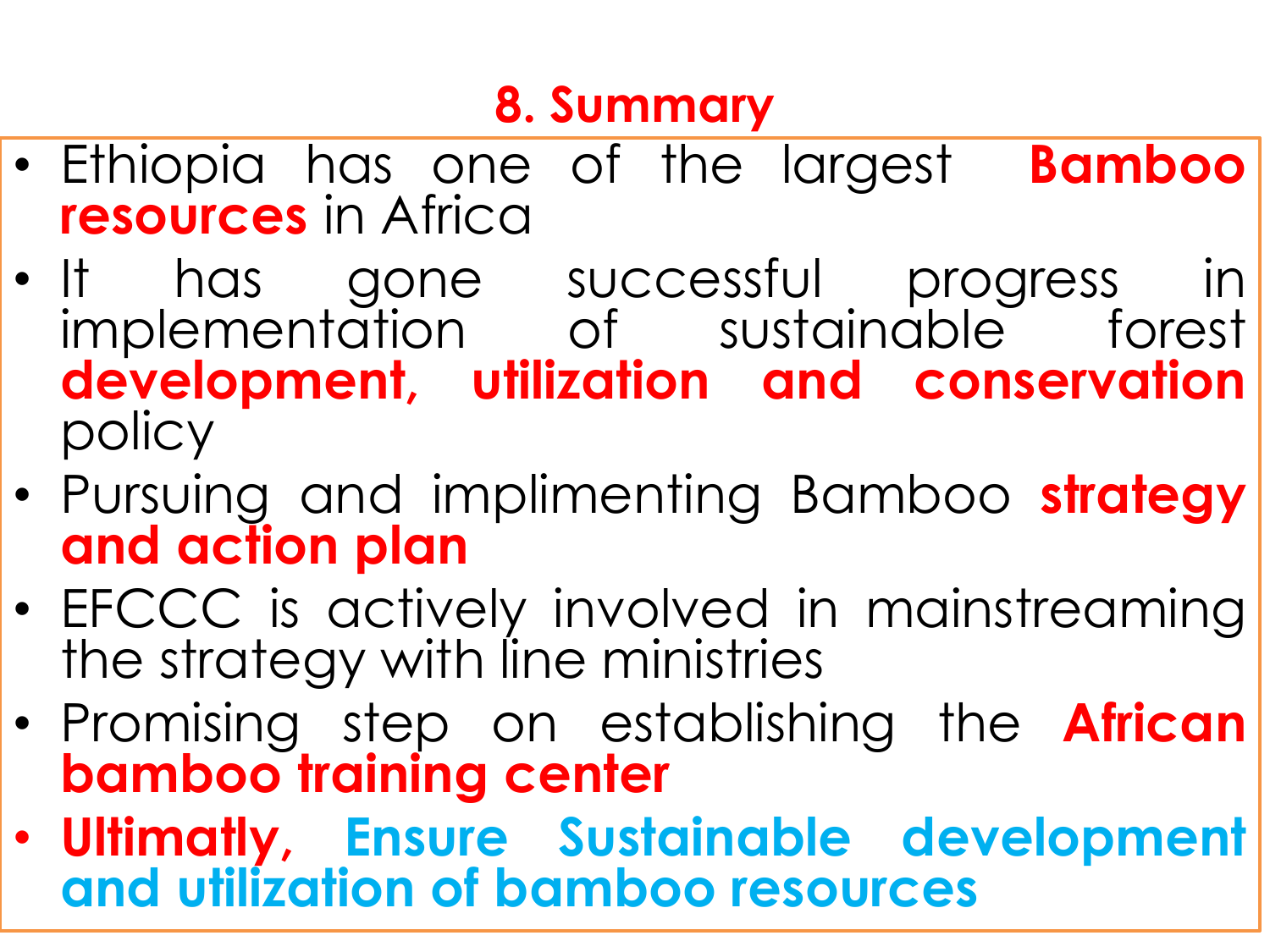# 8. Summary

- Ethiopia has one of the largest **Bamboo resources** in Africa
- It has gone successful progress in implementation of sustainable forest **development, utilization and conservation** policy
- Pursuing and implimenting Bamboo **strategy and action plan**
- EFCCC is actively involved in mainstreaming the strategy with line ministries
- Promising step on establishing the **African bamboo training center**
- **Ultimatly, Ensure Sustainable development and utilization of bamboo resources**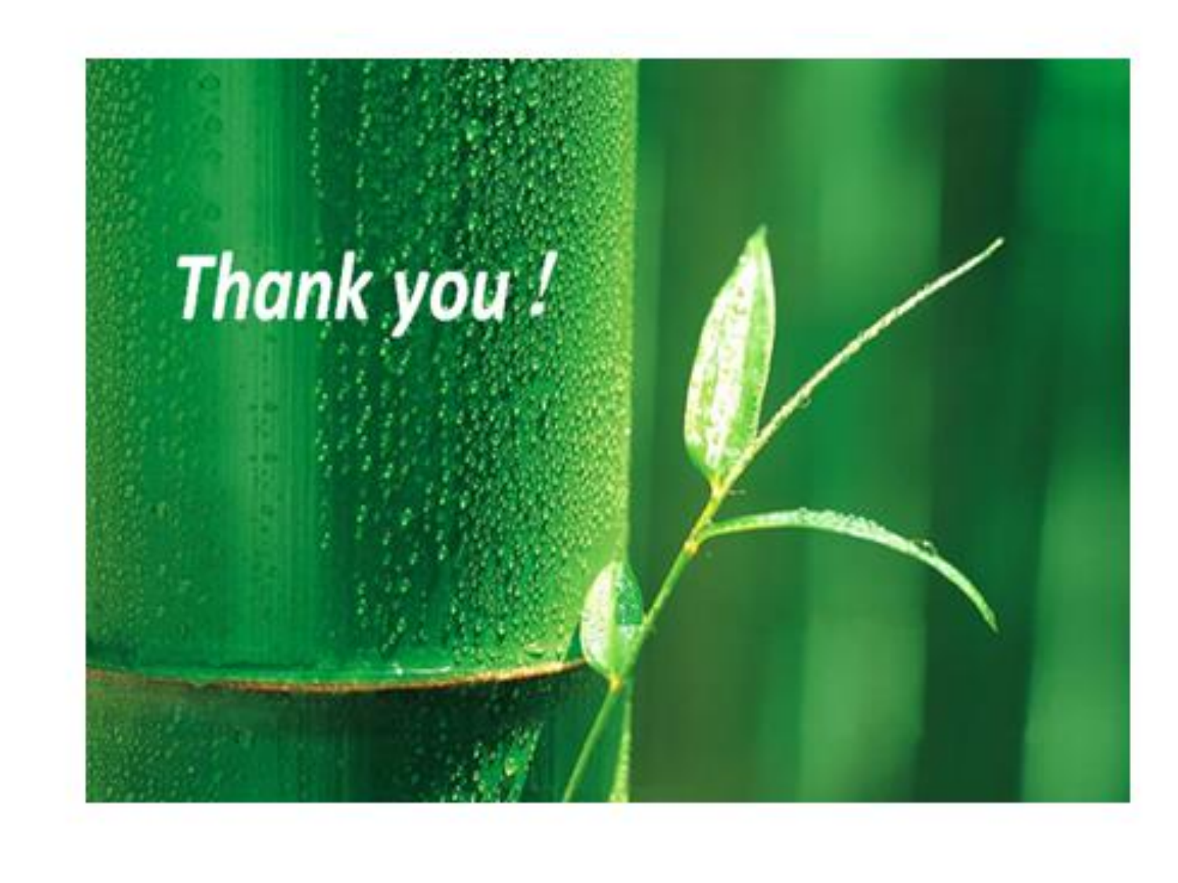Thank you !